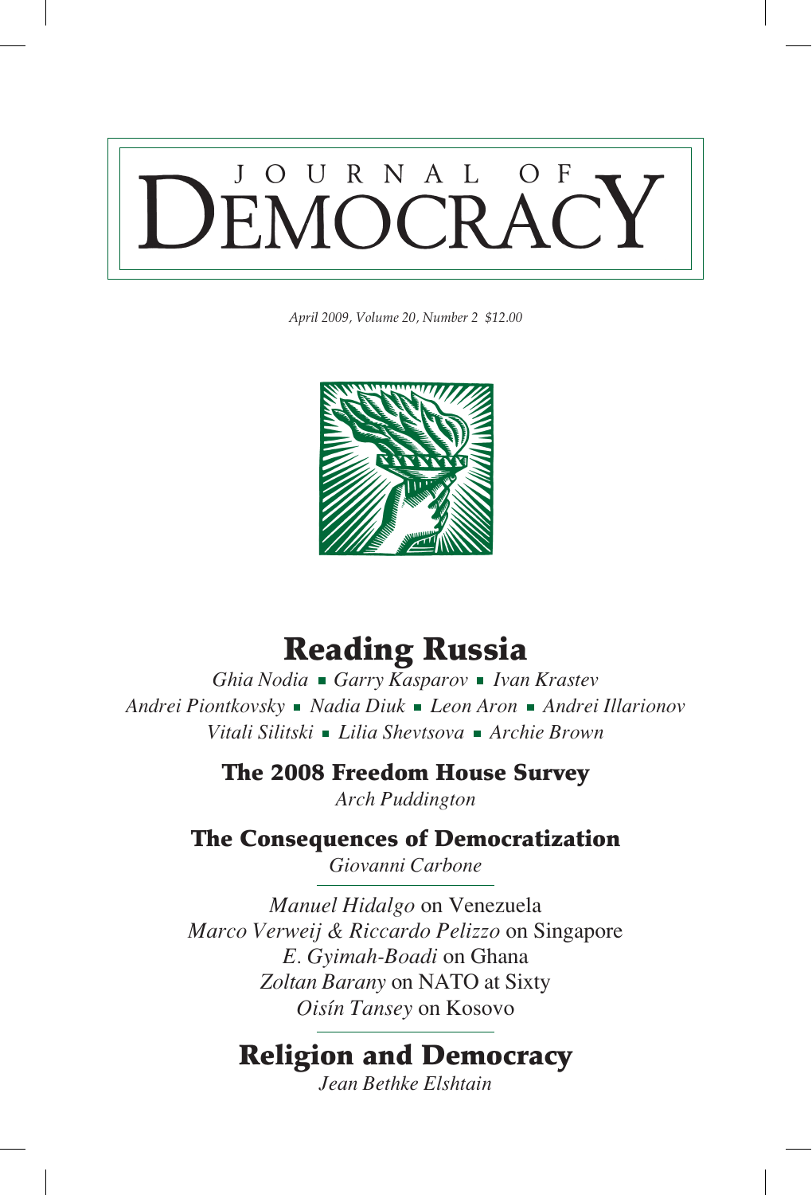# Journal of Democracy

*April 2009, Volume 20, Number 2 $12.00*

## Reading Russia

*Ghia Nodia* ▪ *Garry Kasparov* ▪ *Ivan Krastev*
*Andrei Piontkovsky* ▪ *Nadia Diuk* ▪ *Leon Aron* ▪ *Andrei Illarionov*
*Vitali Silitski* ▪ *Lilia Shevtsova* ▪ *Archie Brown*

### The 2008 Freedom House Survey

*Arch Puddington*

### The Consequences of Democratization

*Giovanni Carbone*

---

*Manuel Hidalgo* on Venezuela
*Marco Verweij & Riccardo Pelizzo* on Singapore
*E. Gyimah-Boadi* on Ghana
*Zoltan Barany* on NATO at Sixty
*Oisín Tansey* on Kosovo

---

## Religion and Democracy

*Jean Bethke Elshtain*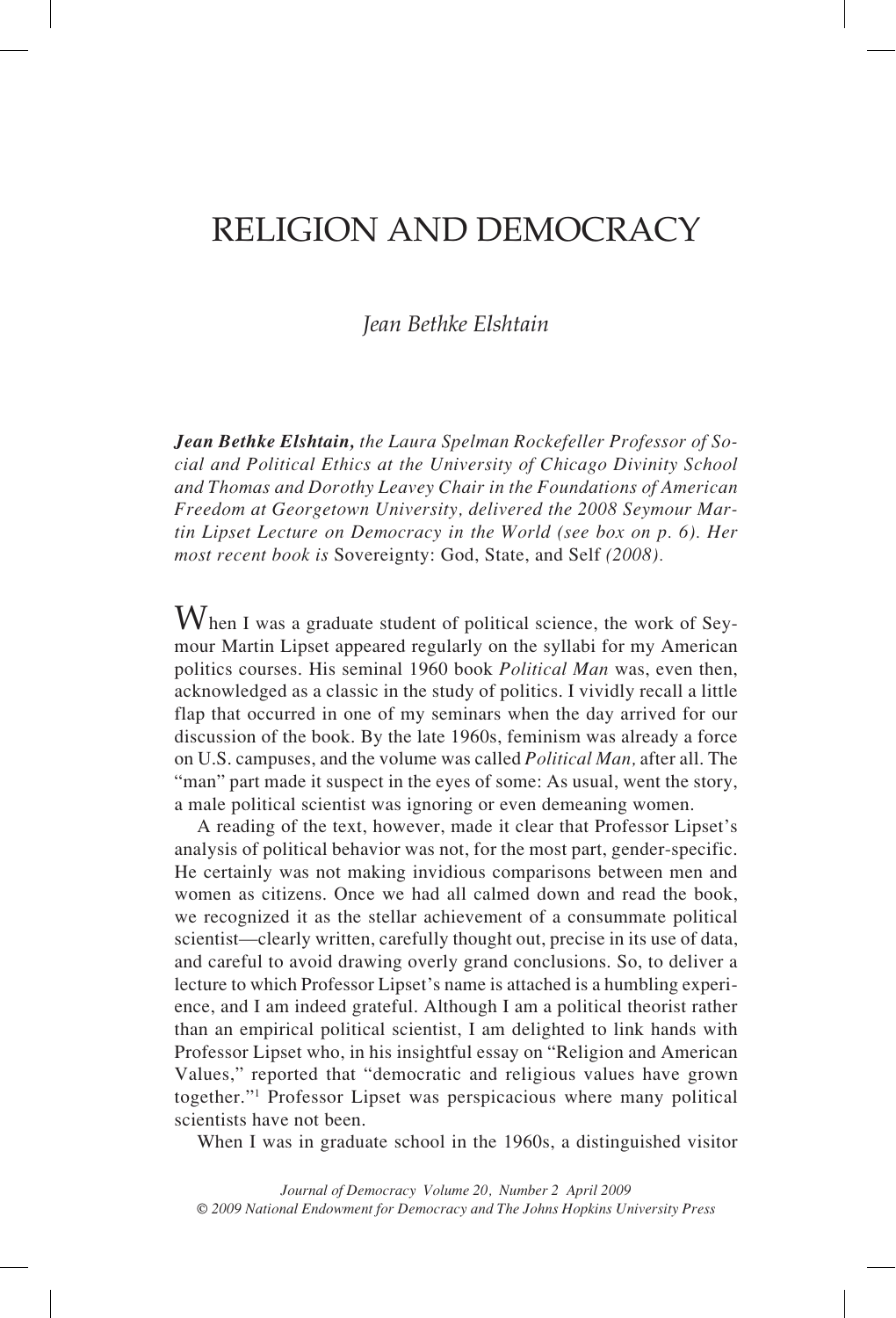# RELIGION AND DEMOCRACY

*Jean Bethke Elshtain*

***Jean Bethke Elshtain,*** *the Laura Spelman Rockefeller Professor of Social and Political Ethics at the University of Chicago Divinity School and Thomas and Dorothy Leavey Chair in the Foundations of American Freedom at Georgetown University, delivered the 2008 Seymour Martin Lipset Lecture on Democracy in the World (see box on p. 6). Her most recent book is* Sovereignty: God, State, and Self *(2008).*

When I was a graduate student of political science, the work of Seymour Martin Lipset appeared regularly on the syllabi for my American politics courses. His seminal 1960 book *Political Man* was, even then, acknowledged as a classic in the study of politics. I vividly recall a little flap that occurred in one of my seminars when the day arrived for our discussion of the book. By the late 1960s, feminism was already a force on U.S. campuses, and the volume was called *Political Man,* after all. The "man" part made it suspect in the eyes of some: As usual, went the story, a male political scientist was ignoring or even demeaning women.

A reading of the text, however, made it clear that Professor Lipset's analysis of political behavior was not, for the most part, gender-specific. He certainly was not making invidious comparisons between men and women as citizens. Once we had all calmed down and read the book, we recognized it as the stellar achievement of a consummate political scientist—clearly written, carefully thought out, precise in its use of data, and careful to avoid drawing overly grand conclusions. So, to deliver a lecture to which Professor Lipset's name is attached is a humbling experience, and I am indeed grateful. Although I am a political theorist rather than an empirical political scientist, I am delighted to link hands with Professor Lipset who, in his insightful essay on "Religion and American Values," reported that "democratic and religious values have grown together."[1] Professor Lipset was perspicacious where many political scientists have not been.

When I was in graduate school in the 1960s, a distinguished visitor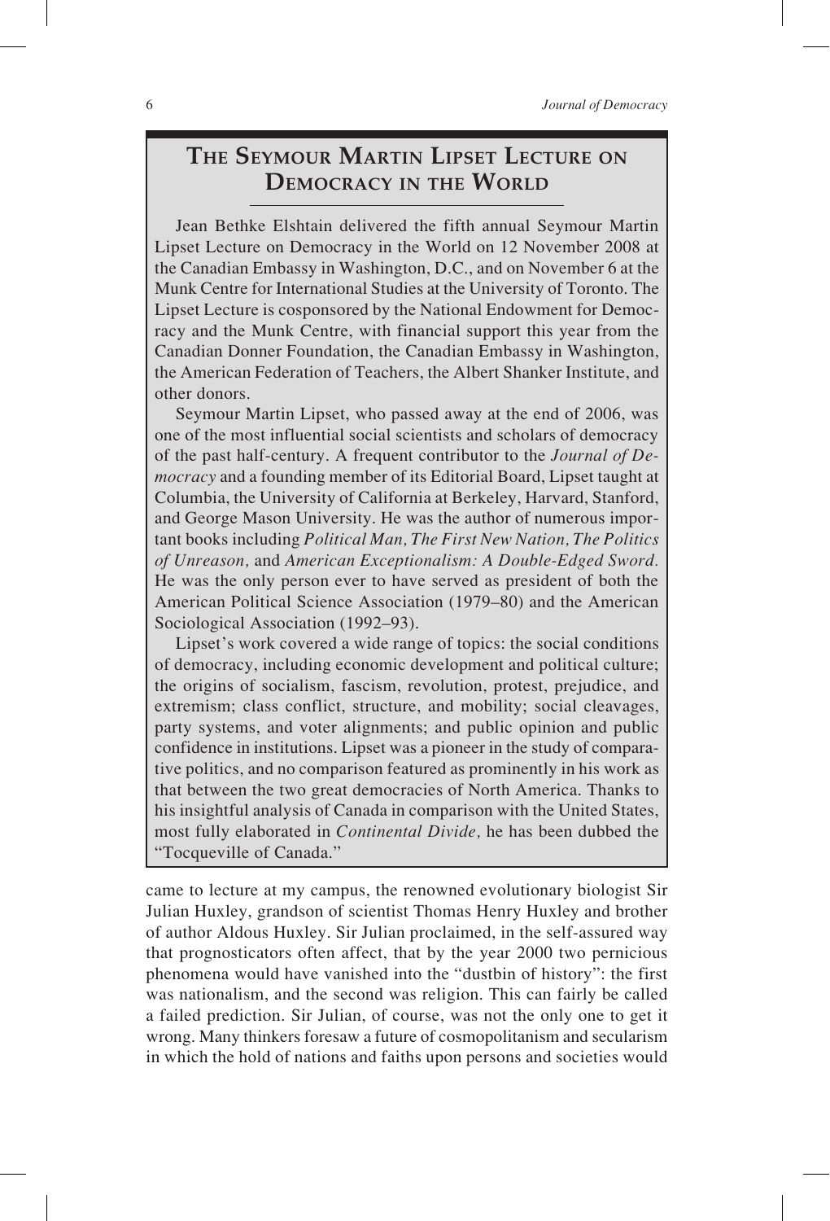## The Seymour Martin Lipset Lecture on Democracy in the World

Jean Bethke Elshtain delivered the fifth annual Seymour Martin Lipset Lecture on Democracy in the World on 12 November 2008 at the Canadian Embassy in Washington, D.C., and on November 6 at the Munk Centre for International Studies at the University of Toronto. The Lipset Lecture is cosponsored by the National Endowment for Democracy and the Munk Centre, with financial support this year from the Canadian Donner Foundation, the Canadian Embassy in Washington, the American Federation of Teachers, the Albert Shanker Institute, and other donors.

Seymour Martin Lipset, who passed away at the end of 2006, was one of the most influential social scientists and scholars of democracy of the past half-century. A frequent contributor to the *Journal of Democracy* and a founding member of its Editorial Board, Lipset taught at Columbia, the University of California at Berkeley, Harvard, Stanford, and George Mason University. He was the author of numerous important books including *Political Man, The First New Nation, The Politics of Unreason,* and *American Exceptionalism: A Double-Edged Sword.* He was the only person ever to have served as president of both the American Political Science Association (1979–80) and the American Sociological Association (1992–93).

Lipset's work covered a wide range of topics: the social conditions of democracy, including economic development and political culture; the origins of socialism, fascism, revolution, protest, prejudice, and extremism; class conflict, structure, and mobility; social cleavages, party systems, and voter alignments; and public opinion and public confidence in institutions. Lipset was a pioneer in the study of comparative politics, and no comparison featured as prominently in his work as that between the two great democracies of North America. Thanks to his insightful analysis of Canada in comparison with the United States, most fully elaborated in *Continental Divide,* he has been dubbed the "Tocqueville of Canada."

came to lecture at my campus, the renowned evolutionary biologist Sir Julian Huxley, grandson of scientist Thomas Henry Huxley and brother of author Aldous Huxley. Sir Julian proclaimed, in the self-assured way that prognosticators often affect, that by the year 2000 two pernicious phenomena would have vanished into the "dustbin of history": the first was nationalism, and the second was religion. This can fairly be called a failed prediction. Sir Julian, of course, was not the only one to get it wrong. Many thinkers foresaw a future of cosmopolitanism and secularism in which the hold of nations and faiths upon persons and societies would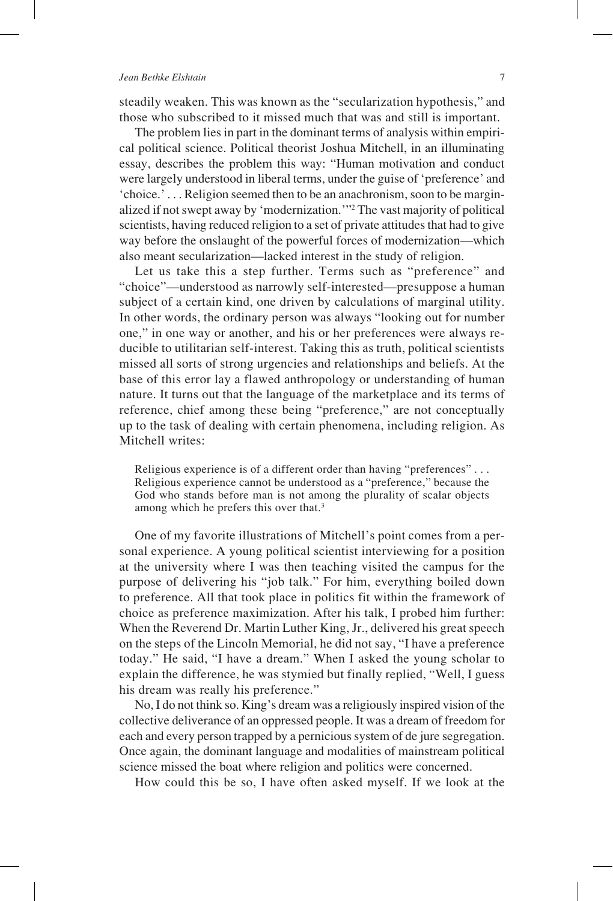steadily weaken. This was known as the "secularization hypothesis," and those who subscribed to it missed much that was and still is important.

The problem lies in part in the dominant terms of analysis within empirical political science. Political theorist Joshua Mitchell, in an illuminating essay, describes the problem this way: "Human motivation and conduct were largely understood in liberal terms, under the guise of 'preference' and 'choice.' . . . Religion seemed then to be an anachronism, soon to be marginalized if not swept away by 'modernization.'"[2] The vast majority of political scientists, having reduced religion to a set of private attitudes that had to give way before the onslaught of the powerful forces of modernization—which also meant secularization—lacked interest in the study of religion.

Let us take this a step further. Terms such as "preference" and "choice"—understood as narrowly self-interested—presuppose a human subject of a certain kind, one driven by calculations of marginal utility. In other words, the ordinary person was always "looking out for number one," in one way or another, and his or her preferences were always reducible to utilitarian self-interest. Taking this as truth, political scientists missed all sorts of strong urgencies and relationships and beliefs. At the base of this error lay a flawed anthropology or understanding of human nature. It turns out that the language of the marketplace and its terms of reference, chief among these being "preference," are not conceptually up to the task of dealing with certain phenomena, including religion. As Mitchell writes:

> Religious experience is of a different order than having "preferences" . . . Religious experience cannot be understood as a "preference," because the God who stands before man is not among the plurality of scalar objects among which he prefers this over that.[3]

One of my favorite illustrations of Mitchell's point comes from a personal experience. A young political scientist interviewing for a position at the university where I was then teaching visited the campus for the purpose of delivering his "job talk." For him, everything boiled down to preference. All that took place in politics fit within the framework of choice as preference maximization. After his talk, I probed him further: When the Reverend Dr. Martin Luther King, Jr., delivered his great speech on the steps of the Lincoln Memorial, he did not say, "I have a preference today." He said, "I have a dream." When I asked the young scholar to explain the difference, he was stymied but finally replied, "Well, I guess his dream was really his preference."

No, I do not think so. King's dream was a religiously inspired vision of the collective deliverance of an oppressed people. It was a dream of freedom for each and every person trapped by a pernicious system of de jure segregation. Once again, the dominant language and modalities of mainstream political science missed the boat where religion and politics were concerned.

How could this be so, I have often asked myself. If we look at the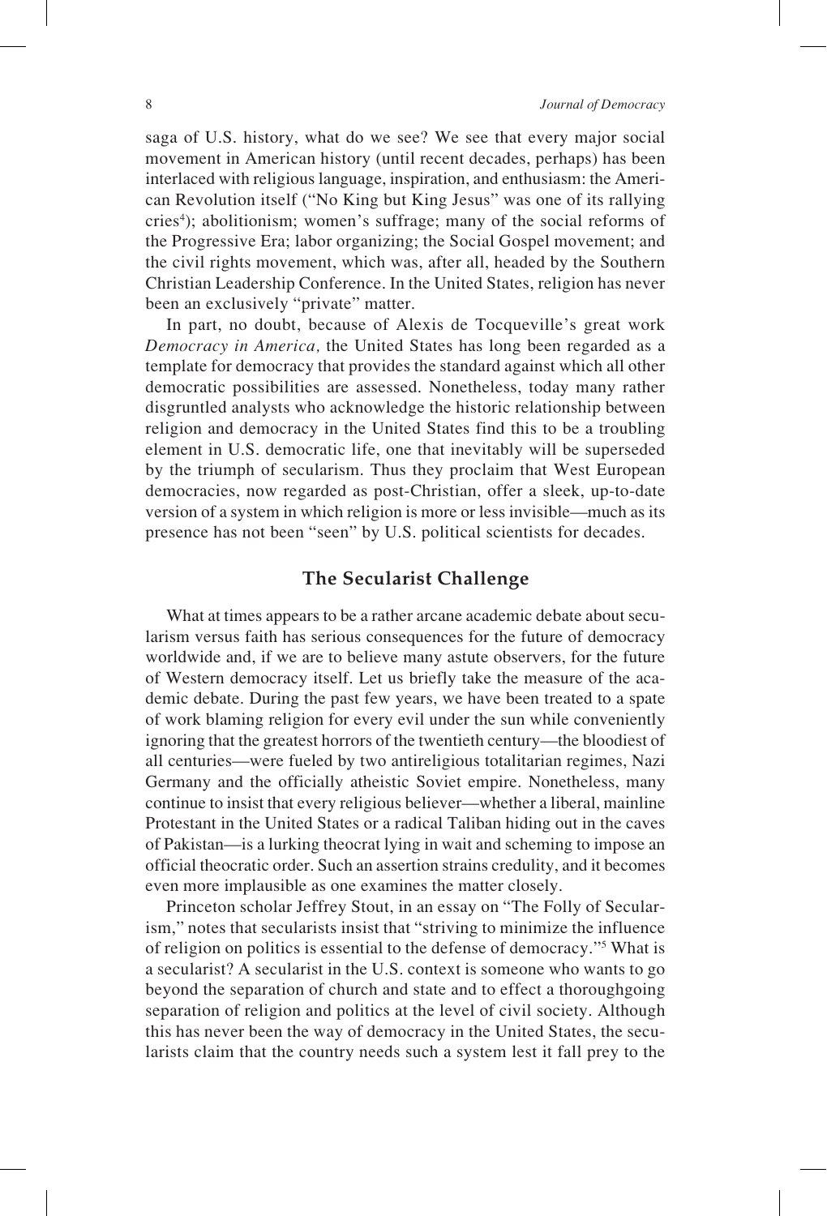saga of U.S. history, what do we see? We see that every major social movement in American history (until recent decades, perhaps) has been interlaced with religious language, inspiration, and enthusiasm: the American Revolution itself ("No King but King Jesus" was one of its rallying cries[4]); abolitionism; women's suffrage; many of the social reforms of the Progressive Era; labor organizing; the Social Gospel movement; and the civil rights movement, which was, after all, headed by the Southern Christian Leadership Conference. In the United States, religion has never been an exclusively "private" matter.

In part, no doubt, because of Alexis de Tocqueville's great work *Democracy in America,* the United States has long been regarded as a template for democracy that provides the standard against which all other democratic possibilities are assessed. Nonetheless, today many rather disgruntled analysts who acknowledge the historic relationship between religion and democracy in the United States find this to be a troubling element in U.S. democratic life, one that inevitably will be superseded by the triumph of secularism. Thus they proclaim that West European democracies, now regarded as post-Christian, offer a sleek, up-to-date version of a system in which religion is more or less invisible—much as its presence has not been "seen" by U.S. political scientists for decades.

## The Secularist Challenge

What at times appears to be a rather arcane academic debate about secularism versus faith has serious consequences for the future of democracy worldwide and, if we are to believe many astute observers, for the future of Western democracy itself. Let us briefly take the measure of the academic debate. During the past few years, we have been treated to a spate of work blaming religion for every evil under the sun while conveniently ignoring that the greatest horrors of the twentieth century—the bloodiest of all centuries—were fueled by two antireligious totalitarian regimes, Nazi Germany and the officially atheistic Soviet empire. Nonetheless, many continue to insist that every religious believer—whether a liberal, mainline Protestant in the United States or a radical Taliban hiding out in the caves of Pakistan—is a lurking theocrat lying in wait and scheming to impose an official theocratic order. Such an assertion strains credulity, and it becomes even more implausible as one examines the matter closely.

Princeton scholar Jeffrey Stout, in an essay on "The Folly of Secularism," notes that secularists insist that "striving to minimize the influence of religion on politics is essential to the defense of democracy."[5] What is a secularist? A secularist in the U.S. context is someone who wants to go beyond the separation of church and state and to effect a thoroughgoing separation of religion and politics at the level of civil society. Although this has never been the way of democracy in the United States, the secularists claim that the country needs such a system lest it fall prey to the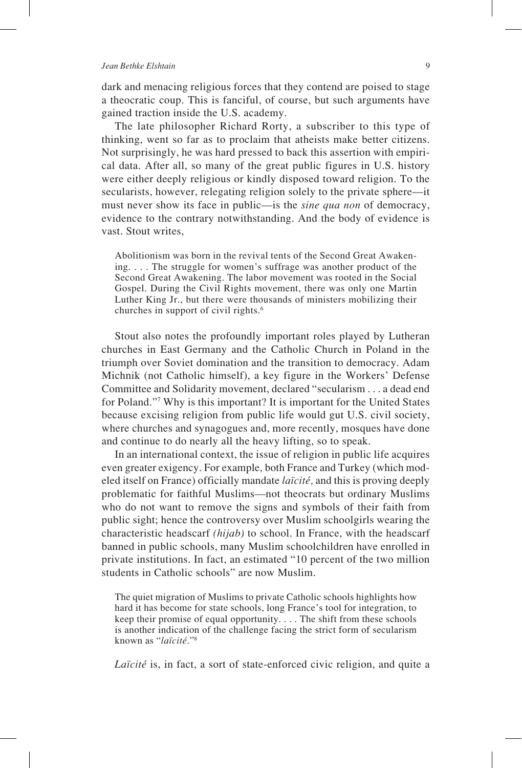dark and menacing religious forces that they contend are poised to stage a theocratic coup. This is fanciful, of course, but such arguments have gained traction inside the U.S. academy.

The late philosopher Richard Rorty, a subscriber to this type of thinking, went so far as to proclaim that atheists make better citizens. Not surprisingly, he was hard pressed to back this assertion with empirical data. After all, so many of the great public figures in U.S. history were either deeply religious or kindly disposed toward religion. To the secularists, however, relegating religion solely to the private sphere—it must never show its face in public—is the *sine qua non* of democracy, evidence to the contrary notwithstanding. And the body of evidence is vast. Stout writes,

> Abolitionism was born in the revival tents of the Second Great Awakening. . . . The struggle for women's suffrage was another product of the Second Great Awakening. The labor movement was rooted in the Social Gospel. During the Civil Rights movement, there was only one Martin Luther King Jr., but there were thousands of ministers mobilizing their churches in support of civil rights.[6]

Stout also notes the profoundly important roles played by Lutheran churches in East Germany and the Catholic Church in Poland in the triumph over Soviet domination and the transition to democracy. Adam Michnik (not Catholic himself), a key figure in the Workers' Defense Committee and Solidarity movement, declared "secularism . . . a dead end for Poland."[7] Why is this important? It is important for the United States because excising religion from public life would gut U.S. civil society, where churches and synagogues and, more recently, mosques have done and continue to do nearly all the heavy lifting, so to speak.

In an international context, the issue of religion in public life acquires even greater exigency. For example, both France and Turkey (which modeled itself on France) officially mandate *laïcité,* and this is proving deeply problematic for faithful Muslims—not theocrats but ordinary Muslims who do not want to remove the signs and symbols of their faith from public sight; hence the controversy over Muslim schoolgirls wearing the characteristic headscarf *(hijab)* to school. In France, with the headscarf banned in public schools, many Muslim schoolchildren have enrolled in private institutions. In fact, an estimated "10 percent of the two million students in Catholic schools" are now Muslim.

> The quiet migration of Muslims to private Catholic schools highlights how hard it has become for state schools, long France's tool for integration, to keep their promise of equal opportunity. . . . The shift from these schools is another indication of the challenge facing the strict form of secularism known as "*laïcité*."[8]

*Laïcité* is, in fact, a sort of state-enforced civic religion, and quite a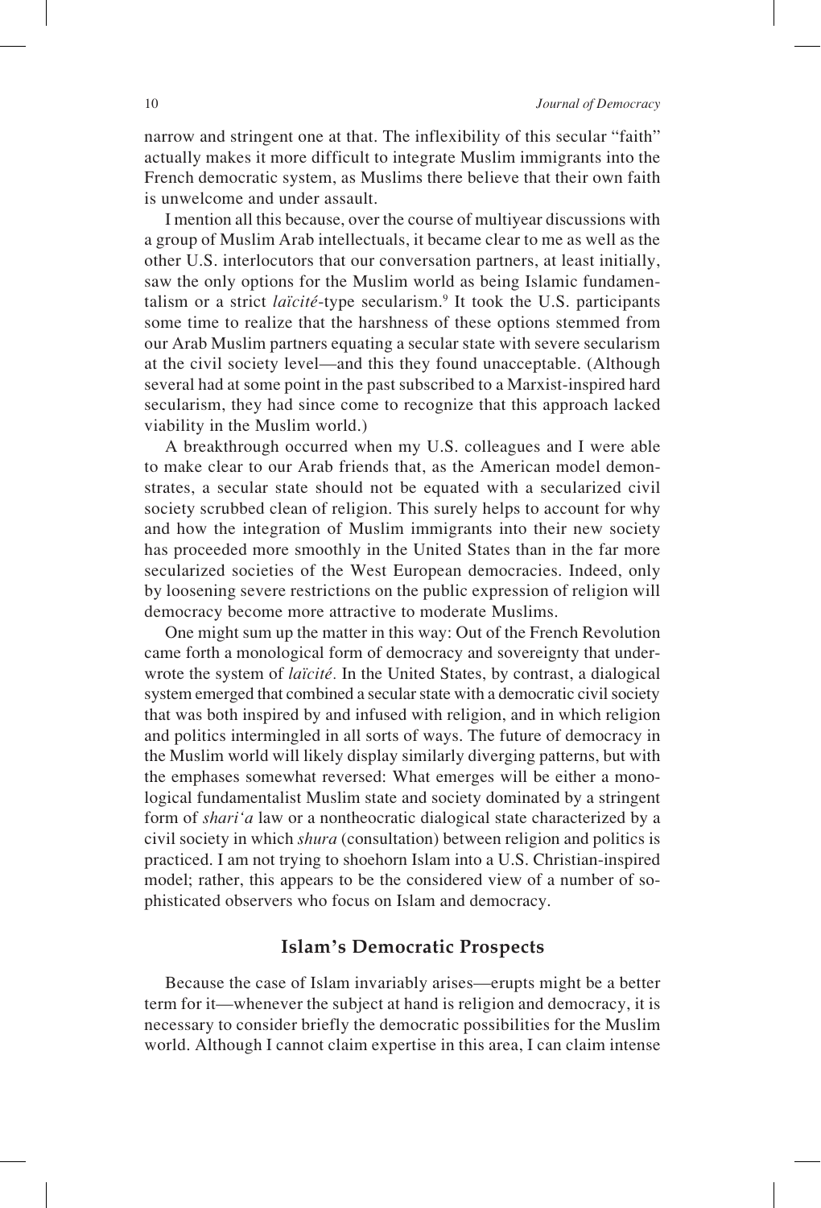narrow and stringent one at that. The inflexibility of this secular "faith" actually makes it more difficult to integrate Muslim immigrants into the French democratic system, as Muslims there believe that their own faith is unwelcome and under assault.

I mention all this because, over the course of multiyear discussions with a group of Muslim Arab intellectuals, it became clear to me as well as the other U.S. interlocutors that our conversation partners, at least initially, saw the only options for the Muslim world as being Islamic fundamentalism or a strict *laïcité*-type secularism.[9] It took the U.S. participants some time to realize that the harshness of these options stemmed from our Arab Muslim partners equating a secular state with severe secularism at the civil society level—and this they found unacceptable. (Although several had at some point in the past subscribed to a Marxist-inspired hard secularism, they had since come to recognize that this approach lacked viability in the Muslim world.)

A breakthrough occurred when my U.S. colleagues and I were able to make clear to our Arab friends that, as the American model demonstrates, a secular state should not be equated with a secularized civil society scrubbed clean of religion. This surely helps to account for why and how the integration of Muslim immigrants into their new society has proceeded more smoothly in the United States than in the far more secularized societies of the West European democracies. Indeed, only by loosening severe restrictions on the public expression of religion will democracy become more attractive to moderate Muslims.

One might sum up the matter in this way: Out of the French Revolution came forth a monological form of democracy and sovereignty that underwrote the system of *laïcité*. In the United States, by contrast, a dialogical system emerged that combined a secular state with a democratic civil society that was both inspired by and infused with religion, and in which religion and politics intermingled in all sorts of ways. The future of democracy in the Muslim world will likely display similarly diverging patterns, but with the emphases somewhat reversed: What emerges will be either a monological fundamentalist Muslim state and society dominated by a stringent form of *shari'a* law or a nontheocratic dialogical state characterized by a civil society in which *shura* (consultation) between religion and politics is practiced. I am not trying to shoehorn Islam into a U.S. Christian-inspired model; rather, this appears to be the considered view of a number of sophisticated observers who focus on Islam and democracy.

## Islam's Democratic Prospects

Because the case of Islam invariably arises—erupts might be a better term for it—whenever the subject at hand is religion and democracy, it is necessary to consider briefly the democratic possibilities for the Muslim world. Although I cannot claim expertise in this area, I can claim intense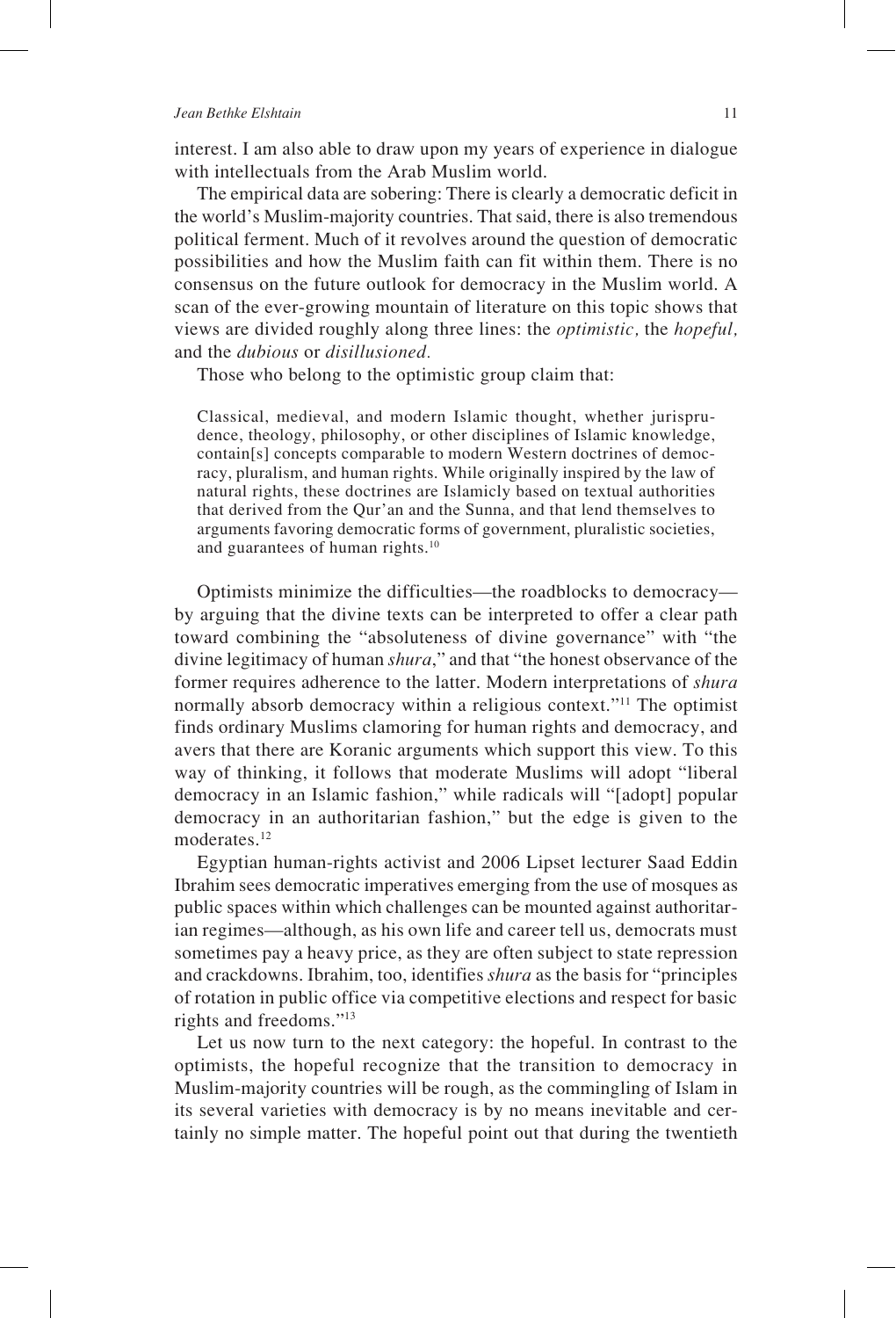interest. I am also able to draw upon my years of experience in dialogue with intellectuals from the Arab Muslim world.

The empirical data are sobering: There is clearly a democratic deficit in the world's Muslim-majority countries. That said, there is also tremendous political ferment. Much of it revolves around the question of democratic possibilities and how the Muslim faith can fit within them. There is no consensus on the future outlook for democracy in the Muslim world. A scan of the ever-growing mountain of literature on this topic shows that views are divided roughly along three lines: the *optimistic,* the *hopeful,* and the *dubious* or *disillusioned.*

Those who belong to the optimistic group claim that:

> Classical, medieval, and modern Islamic thought, whether jurisprudence, theology, philosophy, or other disciplines of Islamic knowledge, contain[s] concepts comparable to modern Western doctrines of democracy, pluralism, and human rights. While originally inspired by the law of natural rights, these doctrines are Islamicly based on textual authorities that derived from the Qur'an and the Sunna, and that lend themselves to arguments favoring democratic forms of government, pluralistic societies, and guarantees of human rights.[10]

Optimists minimize the difficulties—the roadblocks to democracy—by arguing that the divine texts can be interpreted to offer a clear path toward combining the "absoluteness of divine governance" with "the divine legitimacy of human *shura*," and that "the honest observance of the former requires adherence to the latter. Modern interpretations of *shura* normally absorb democracy within a religious context."[11] The optimist finds ordinary Muslims clamoring for human rights and democracy, and avers that there are Koranic arguments which support this view. To this way of thinking, it follows that moderate Muslims will adopt "liberal democracy in an Islamic fashion," while radicals will "[adopt] popular democracy in an authoritarian fashion," but the edge is given to the moderates.[12]

Egyptian human-rights activist and 2006 Lipset lecturer Saad Eddin Ibrahim sees democratic imperatives emerging from the use of mosques as public spaces within which challenges can be mounted against authoritarian regimes—although, as his own life and career tell us, democrats must sometimes pay a heavy price, as they are often subject to state repression and crackdowns. Ibrahim, too, identifies *shura* as the basis for "principles of rotation in public office via competitive elections and respect for basic rights and freedoms."[13]

Let us now turn to the next category: the hopeful. In contrast to the optimists, the hopeful recognize that the transition to democracy in Muslim-majority countries will be rough, as the commingling of Islam in its several varieties with democracy is by no means inevitable and certainly no simple matter. The hopeful point out that during the twentieth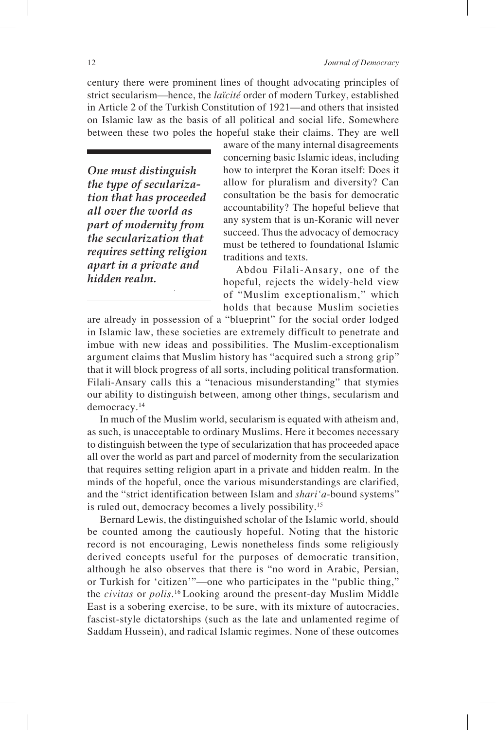century there were prominent lines of thought advocating principles of strict secularism—hence, the *laïcité* order of modern Turkey, established in Article 2 of the Turkish Constitution of 1921—and others that insisted on Islamic law as the basis of all political and social life. Somewhere between these two poles the hopeful stake their claims. They are well aware of the many internal disagreements concerning basic Islamic ideas, including how to interpret the Koran itself: Does it allow for pluralism and diversity? Can consultation be the basis for democratic accountability? The hopeful believe that any system that is un-Koranic will never succeed. Thus the advocacy of democracy must be tethered to foundational Islamic traditions and texts.

> ***One must distinguish the type of secularization that has proceeded all over the world as part of modernity from the secularization that requires setting religion apart in a private and hidden realm.***

Abdou Filali-Ansary, one of the hopeful, rejects the widely-held view of "Muslim exceptionalism," which holds that because Muslim societies are already in possession of a "blueprint" for the social order lodged in Islamic law, these societies are extremely difficult to penetrate and imbue with new ideas and possibilities. The Muslim-exceptionalism argument claims that Muslim history has "acquired such a strong grip" that it will block progress of all sorts, including political transformation. Filali-Ansary calls this a "tenacious misunderstanding" that stymies our ability to distinguish between, among other things, secularism and democracy.[14]

In much of the Muslim world, secularism is equated with atheism and, as such, is unacceptable to ordinary Muslims. Here it becomes necessary to distinguish between the type of secularization that has proceeded apace all over the world as part and parcel of modernity from the secularization that requires setting religion apart in a private and hidden realm. In the minds of the hopeful, once the various misunderstandings are clarified, and the "strict identification between Islam and *shari'a*-bound systems" is ruled out, democracy becomes a lively possibility.[15]

Bernard Lewis, the distinguished scholar of the Islamic world, should be counted among the cautiously hopeful. Noting that the historic record is not encouraging, Lewis nonetheless finds some religiously derived concepts useful for the purposes of democratic transition, although he also observes that there is "no word in Arabic, Persian, or Turkish for 'citizen'"—one who participates in the "public thing," the *civitas* or *polis*.[16] Looking around the present-day Muslim Middle East is a sobering exercise, to be sure, with its mixture of autocracies, fascist-style dictatorships (such as the late and unlamented regime of Saddam Hussein), and radical Islamic regimes. None of these outcomes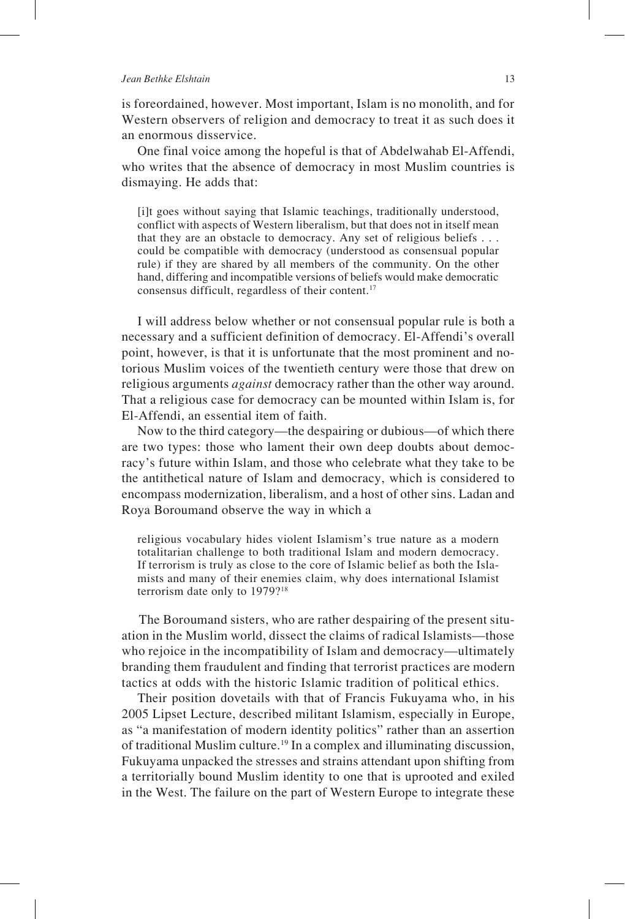is foreordained, however. Most important, Islam is no monolith, and for Western observers of religion and democracy to treat it as such does it an enormous disservice.

One final voice among the hopeful is that of Abdelwahab El-Affendi, who writes that the absence of democracy in most Muslim countries is dismaying. He adds that:

> [i]t goes without saying that Islamic teachings, traditionally understood, conflict with aspects of Western liberalism, but that does not in itself mean that they are an obstacle to democracy. Any set of religious beliefs . . . could be compatible with democracy (understood as consensual popular rule) if they are shared by all members of the community. On the other hand, differing and incompatible versions of beliefs would make democratic consensus difficult, regardless of their content.[17]

I will address below whether or not consensual popular rule is both a necessary and a sufficient definition of democracy. El-Affendi's overall point, however, is that it is unfortunate that the most prominent and notorious Muslim voices of the twentieth century were those that drew on religious arguments *against* democracy rather than the other way around. That a religious case for democracy can be mounted within Islam is, for El-Affendi, an essential item of faith.

Now to the third category—the despairing or dubious—of which there are two types: those who lament their own deep doubts about democracy's future within Islam, and those who celebrate what they take to be the antithetical nature of Islam and democracy, which is considered to encompass modernization, liberalism, and a host of other sins. Ladan and Roya Boroumand observe the way in which a

> religious vocabulary hides violent Islamism's true nature as a modern totalitarian challenge to both traditional Islam and modern democracy. If terrorism is truly as close to the core of Islamic belief as both the Islamists and many of their enemies claim, why does international Islamist terrorism date only to 1979?[18]

The Boroumand sisters, who are rather despairing of the present situation in the Muslim world, dissect the claims of radical Islamists—those who rejoice in the incompatibility of Islam and democracy—ultimately branding them fraudulent and finding that terrorist practices are modern tactics at odds with the historic Islamic tradition of political ethics.

Their position dovetails with that of Francis Fukuyama who, in his 2005 Lipset Lecture, described militant Islamism, especially in Europe, as "a manifestation of modern identity politics" rather than an assertion of traditional Muslim culture.[19] In a complex and illuminating discussion, Fukuyama unpacked the stresses and strains attendant upon shifting from a territorially bound Muslim identity to one that is uprooted and exiled in the West. The failure on the part of Western Europe to integrate these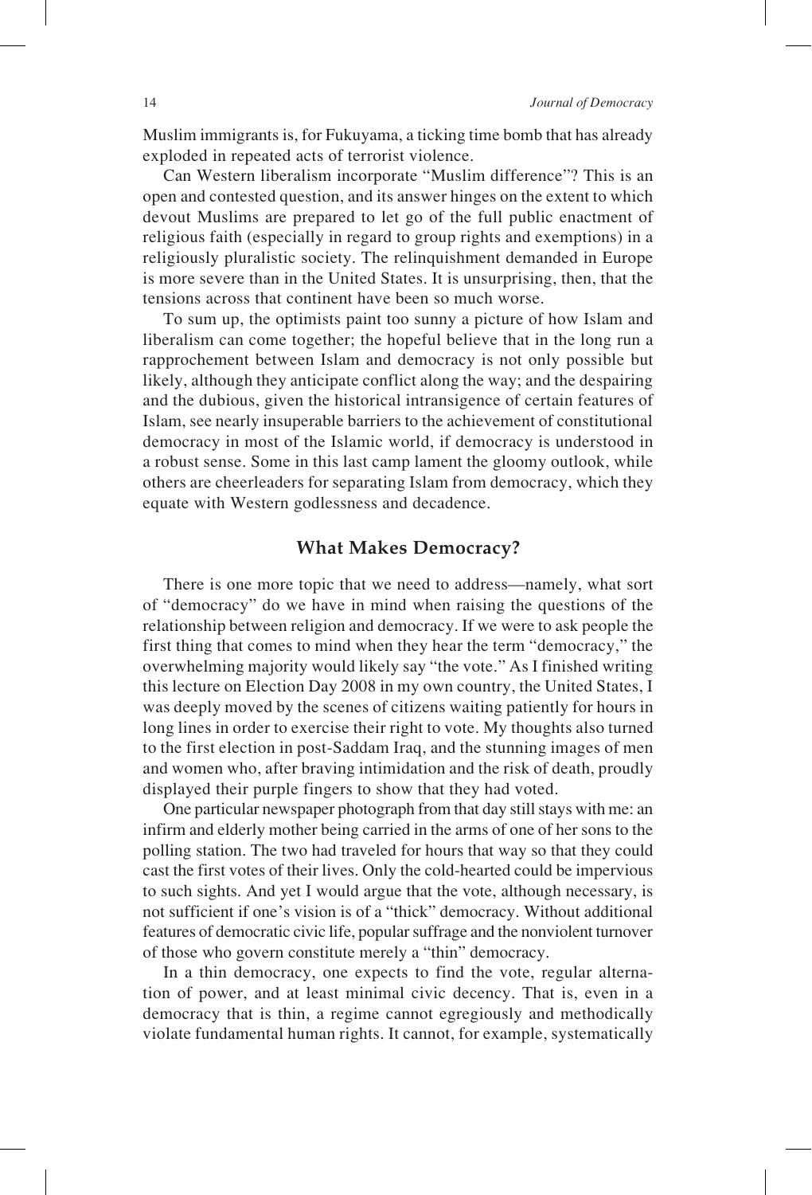Muslim immigrants is, for Fukuyama, a ticking time bomb that has already exploded in repeated acts of terrorist violence.

Can Western liberalism incorporate "Muslim difference"? This is an open and contested question, and its answer hinges on the extent to which devout Muslims are prepared to let go of the full public enactment of religious faith (especially in regard to group rights and exemptions) in a religiously pluralistic society. The relinquishment demanded in Europe is more severe than in the United States. It is unsurprising, then, that the tensions across that continent have been so much worse.

To sum up, the optimists paint too sunny a picture of how Islam and liberalism can come together; the hopeful believe that in the long run a rapprochement between Islam and democracy is not only possible but likely, although they anticipate conflict along the way; and the despairing and the dubious, given the historical intransigence of certain features of Islam, see nearly insuperable barriers to the achievement of constitutional democracy in most of the Islamic world, if democracy is understood in a robust sense. Some in this last camp lament the gloomy outlook, while others are cheerleaders for separating Islam from democracy, which they equate with Western godlessness and decadence.

## What Makes Democracy?

There is one more topic that we need to address—namely, what sort of "democracy" do we have in mind when raising the questions of the relationship between religion and democracy. If we were to ask people the first thing that comes to mind when they hear the term "democracy," the overwhelming majority would likely say "the vote." As I finished writing this lecture on Election Day 2008 in my own country, the United States, I was deeply moved by the scenes of citizens waiting patiently for hours in long lines in order to exercise their right to vote. My thoughts also turned to the first election in post-Saddam Iraq, and the stunning images of men and women who, after braving intimidation and the risk of death, proudly displayed their purple fingers to show that they had voted.

One particular newspaper photograph from that day still stays with me: an infirm and elderly mother being carried in the arms of one of her sons to the polling station. The two had traveled for hours that way so that they could cast the first votes of their lives. Only the cold-hearted could be impervious to such sights. And yet I would argue that the vote, although necessary, is not sufficient if one's vision is of a "thick" democracy. Without additional features of democratic civic life, popular suffrage and the nonviolent turnover of those who govern constitute merely a "thin" democracy.

In a thin democracy, one expects to find the vote, regular alternation of power, and at least minimal civic decency. That is, even in a democracy that is thin, a regime cannot egregiously and methodically violate fundamental human rights. It cannot, for example, systematically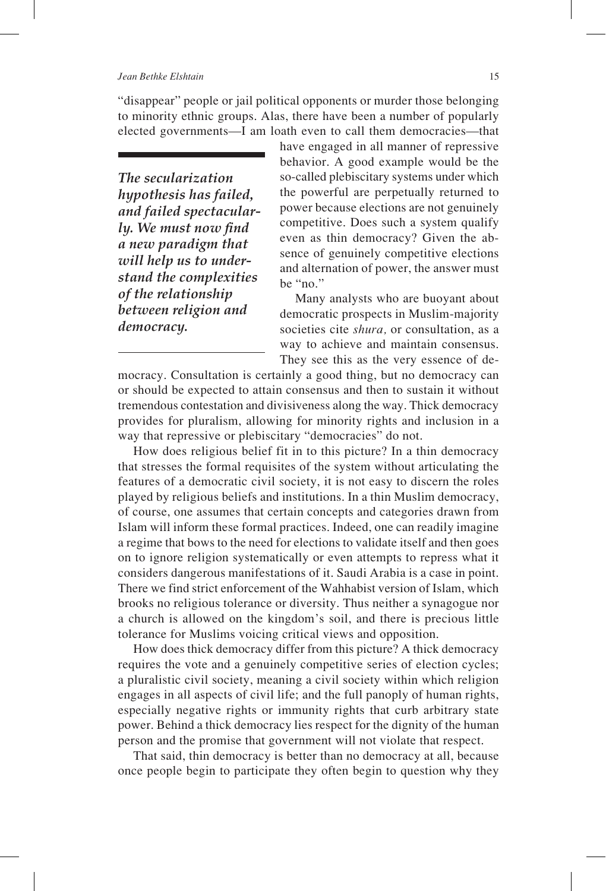"disappear" people or jail political opponents or murder those belonging to minority ethnic groups. Alas, there have been a number of popularly elected governments—I am loath even to call them democracies—that have engaged in all manner of repressive behavior. A good example would be the so-called plebiscitary systems under which the powerful are perpetually returned to power because elections are not genuinely competitive. Does such a system qualify even as thin democracy? Given the absence of genuinely competitive elections and alternation of power, the answer must be "no."

> ***The secularization hypothesis has failed, and failed spectacularly. We must now find a new paradigm that will help us to understand the complexities of the relationship between religion and democracy.***

Many analysts who are buoyant about democratic prospects in Muslim-majority societies cite *shura,* or consultation, as a way to achieve and maintain consensus. They see this as the very essence of democracy. Consultation is certainly a good thing, but no democracy can or should be expected to attain consensus and then to sustain it without tremendous contestation and divisiveness along the way. Thick democracy provides for pluralism, allowing for minority rights and inclusion in a way that repressive or plebiscitary "democracies" do not.

How does religious belief fit in to this picture? In a thin democracy that stresses the formal requisites of the system without articulating the features of a democratic civil society, it is not easy to discern the roles played by religious beliefs and institutions. In a thin Muslim democracy, of course, one assumes that certain concepts and categories drawn from Islam will inform these formal practices. Indeed, one can readily imagine a regime that bows to the need for elections to validate itself and then goes on to ignore religion systematically or even attempts to repress what it considers dangerous manifestations of it. Saudi Arabia is a case in point. There we find strict enforcement of the Wahhabist version of Islam, which brooks no religious tolerance or diversity. Thus neither a synagogue nor a church is allowed on the kingdom's soil, and there is precious little tolerance for Muslims voicing critical views and opposition.

How does thick democracy differ from this picture? A thick democracy requires the vote and a genuinely competitive series of election cycles; a pluralistic civil society, meaning a civil society within which religion engages in all aspects of civil life; and the full panoply of human rights, especially negative rights or immunity rights that curb arbitrary state power. Behind a thick democracy lies respect for the dignity of the human person and the promise that government will not violate that respect.

That said, thin democracy is better than no democracy at all, because once people begin to participate they often begin to question why they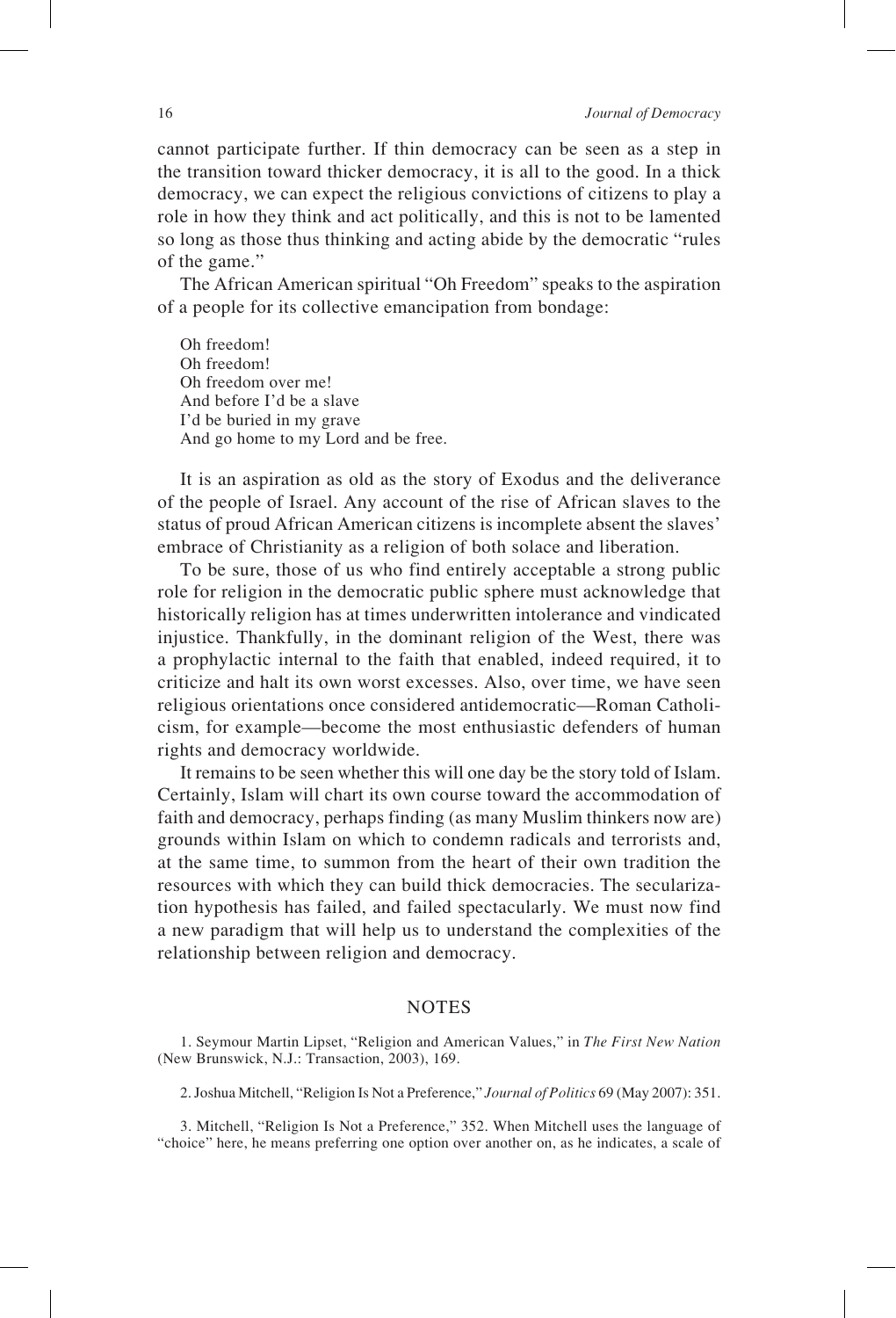cannot participate further. If thin democracy can be seen as a step in the transition toward thicker democracy, it is all to the good. In a thick democracy, we can expect the religious convictions of citizens to play a role in how they think and act politically, and this is not to be lamented so long as those thus thinking and acting abide by the democratic "rules of the game."

The African American spiritual "Oh Freedom" speaks to the aspiration of a people for its collective emancipation from bondage:

> Oh freedom!
> Oh freedom!
> Oh freedom over me!
> And before I'd be a slave
> I'd be buried in my grave
> And go home to my Lord and be free.

It is an aspiration as old as the story of Exodus and the deliverance of the people of Israel. Any account of the rise of African slaves to the status of proud African American citizens is incomplete absent the slaves' embrace of Christianity as a religion of both solace and liberation.

To be sure, those of us who find entirely acceptable a strong public role for religion in the democratic public sphere must acknowledge that historically religion has at times underwritten intolerance and vindicated injustice. Thankfully, in the dominant religion of the West, there was a prophylactic internal to the faith that enabled, indeed required, it to criticize and halt its own worst excesses. Also, over time, we have seen religious orientations once considered antidemocratic—Roman Catholicism, for example—become the most enthusiastic defenders of human rights and democracy worldwide.

It remains to be seen whether this will one day be the story told of Islam. Certainly, Islam will chart its own course toward the accommodation of faith and democracy, perhaps finding (as many Muslim thinkers now are) grounds within Islam on which to condemn radicals and terrorists and, at the same time, to summon from the heart of their own tradition the resources with which they can build thick democracies. The secularization hypothesis has failed, and failed spectacularly. We must now find a new paradigm that will help us to understand the complexities of the relationship between religion and democracy.

## NOTES

1. Seymour Martin Lipset, "Religion and American Values," in *The First New Nation* (New Brunswick, N.J.: Transaction, 2003), 169.

2. Joshua Mitchell, "Religion Is Not a Preference," *Journal of Politics* 69 (May 2007): 351.

3. Mitchell, "Religion Is Not a Preference," 352. When Mitchell uses the language of "choice" here, he means preferring one option over another on, as he indicates, a scale of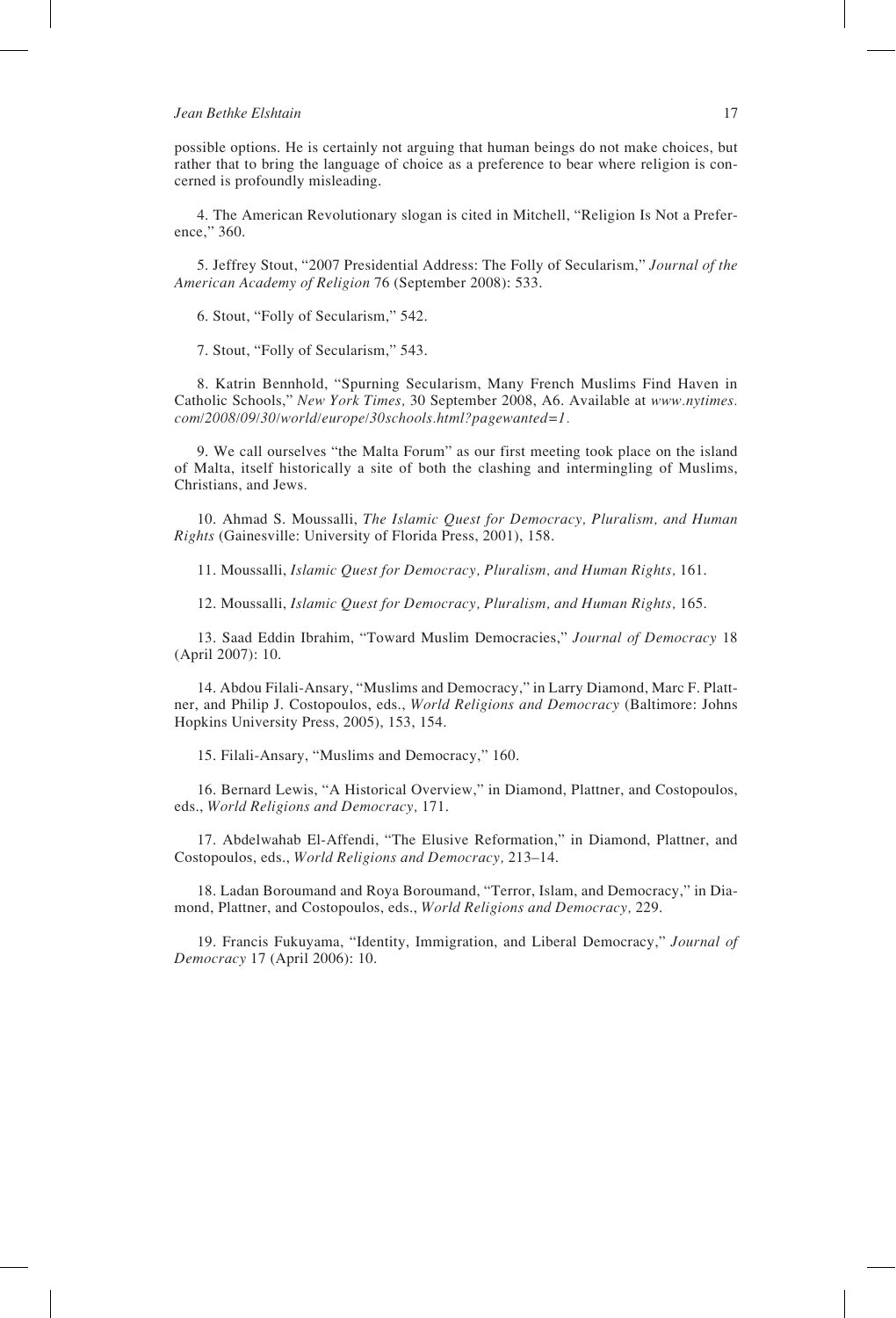possible options. He is certainly not arguing that human beings do not make choices, but rather that to bring the language of choice as a preference to bear where religion is concerned is profoundly misleading.

4. The American Revolutionary slogan is cited in Mitchell, "Religion Is Not a Preference," 360.

5. Jeffrey Stout, "2007 Presidential Address: The Folly of Secularism," *Journal of the American Academy of Religion* 76 (September 2008): 533.

6. Stout, "Folly of Secularism," 542.

7. Stout, "Folly of Secularism," 543.

8. Katrin Bennhold, "Spurning Secularism, Many French Muslims Find Haven in Catholic Schools," *New York Times,* 30 September 2008, A6. Available at *www.nytimes.com/2008/09/30/world/europe/30schools.html?pagewanted=1.*

9. We call ourselves "the Malta Forum" as our first meeting took place on the island of Malta, itself historically a site of both the clashing and intermingling of Muslims, Christians, and Jews.

10. Ahmad S. Moussalli, *The Islamic Quest for Democracy, Pluralism, and Human Rights* (Gainesville: University of Florida Press, 2001), 158.

11. Moussalli, *Islamic Quest for Democracy, Pluralism, and Human Rights,* 161.

12. Moussalli, *Islamic Quest for Democracy, Pluralism, and Human Rights,* 165.

13. Saad Eddin Ibrahim, "Toward Muslim Democracies," *Journal of Democracy* 18 (April 2007): 10.

14. Abdou Filali-Ansary, "Muslims and Democracy," in Larry Diamond, Marc F. Plattner, and Philip J. Costopoulos, eds., *World Religions and Democracy* (Baltimore: Johns Hopkins University Press, 2005), 153, 154.

15. Filali-Ansary, "Muslims and Democracy," 160.

16. Bernard Lewis, "A Historical Overview," in Diamond, Plattner, and Costopoulos, eds., *World Religions and Democracy,* 171.

17. Abdelwahab El-Affendi, "The Elusive Reformation," in Diamond, Plattner, and Costopoulos, eds., *World Religions and Democracy,* 213–14.

18. Ladan Boroumand and Roya Boroumand, "Terror, Islam, and Democracy," in Diamond, Plattner, and Costopoulos, eds., *World Religions and Democracy,* 229.

19. Francis Fukuyama, "Identity, Immigration, and Liberal Democracy," *Journal of Democracy* 17 (April 2006): 10.